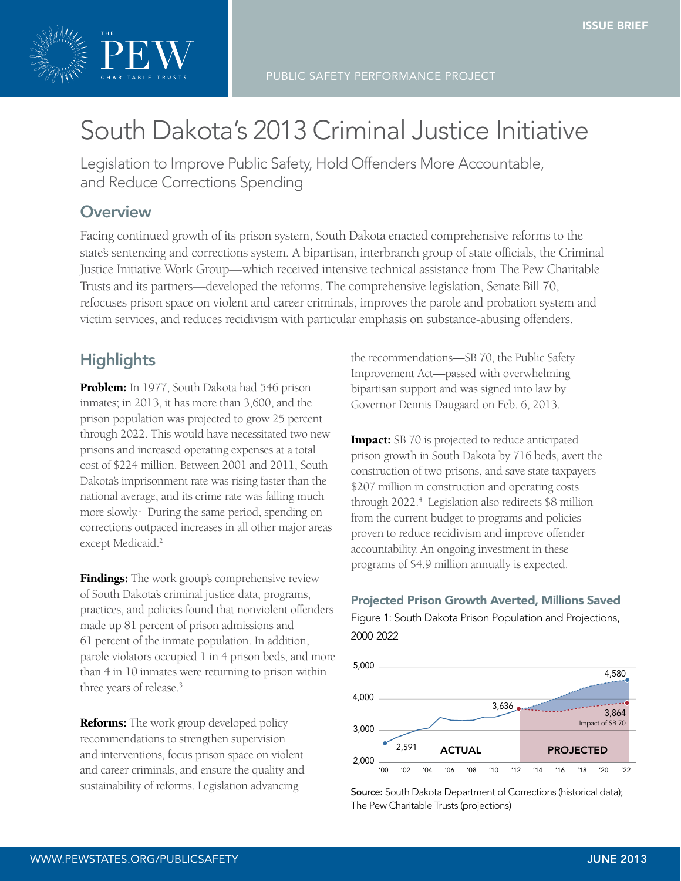ISSUE BRIEF

PUBLIC SAFETY PERFORMANCE PROJECT

# South Dakota's 2013 Criminal Justice Initiative

Legislation to Improve Public Safety, Hold Offenders More Accountable, and Reduce Corrections Spending

## Overview

Facing continued growth of its prison system, South Dakota enacted comprehensive reforms to the state's sentencing and corrections system. A bipartisan, interbranch group of state officials, the Criminal Justice Initiative Work Group—which received intensive technical assistance from The Pew Charitable Trusts and its partners—developed the reforms. The comprehensive legislation, Senate Bill 70, refocuses prison space on violent and career criminals, improves the parole and probation system and victim services, and reduces recidivism with particular emphasis on substance-abusing offenders.

## Highlights

**Problem:** In 1977, South Dakota had 546 prison inmates; in 2013, it has more than 3,600, and the prison population was projected to grow 25 percent through 2022. This would have necessitated two new prisons and increased operating expenses at a total cost of $224 million. Between 2001 and 2011, South Dakota's imprisonment rate was rising faster than the national average, and its crime rate was falling much more slowly.[1] During the same period, spending on corrections outpaced increases in all other major areas except Medicaid.[2]

**Findings:** The work group's comprehensive review of South Dakota's criminal justice data, programs, practices, and policies found that nonviolent offenders made up 81 percent of prison admissions and 61 percent of the inmate population. In addition, parole violators occupied 1 in 4 prison beds, and more than 4 in 10 inmates were returning to prison within three years of release.[3]

**Reforms:** The work group developed policy recommendations to strengthen supervision and interventions, focus prison space on violent and career criminals, and ensure the quality and sustainability of reforms. Legislation advancing the recommendations—SB 70, the Public Safety Improvement Act—passed with overwhelming bipartisan support and was signed into law by Governor Dennis Daugaard on Feb. 6, 2013.

**Impact:** SB 70 is projected to reduce anticipated prison growth in South Dakota by 716 beds, avert the construction of two prisons, and save state taxpayers $207 million in construction and operating costs through 2022.[4] Legislation also redirects $8 million from the current budget to programs and policies proven to reduce recidivism and improve offender accountability. An ongoing investment in these programs of $4.9 million annually is expected.

### Projected Prison Growth Averted, Millions Saved

Figure 1: South Dakota Prison Population and Projections, 2000-2022

Source: South Dakota Department of Corrections (historical data); The Pew Charitable Trusts (projections)

WWW.PEWSTATES.ORG/PUBLICSAFETY

JUNE 2013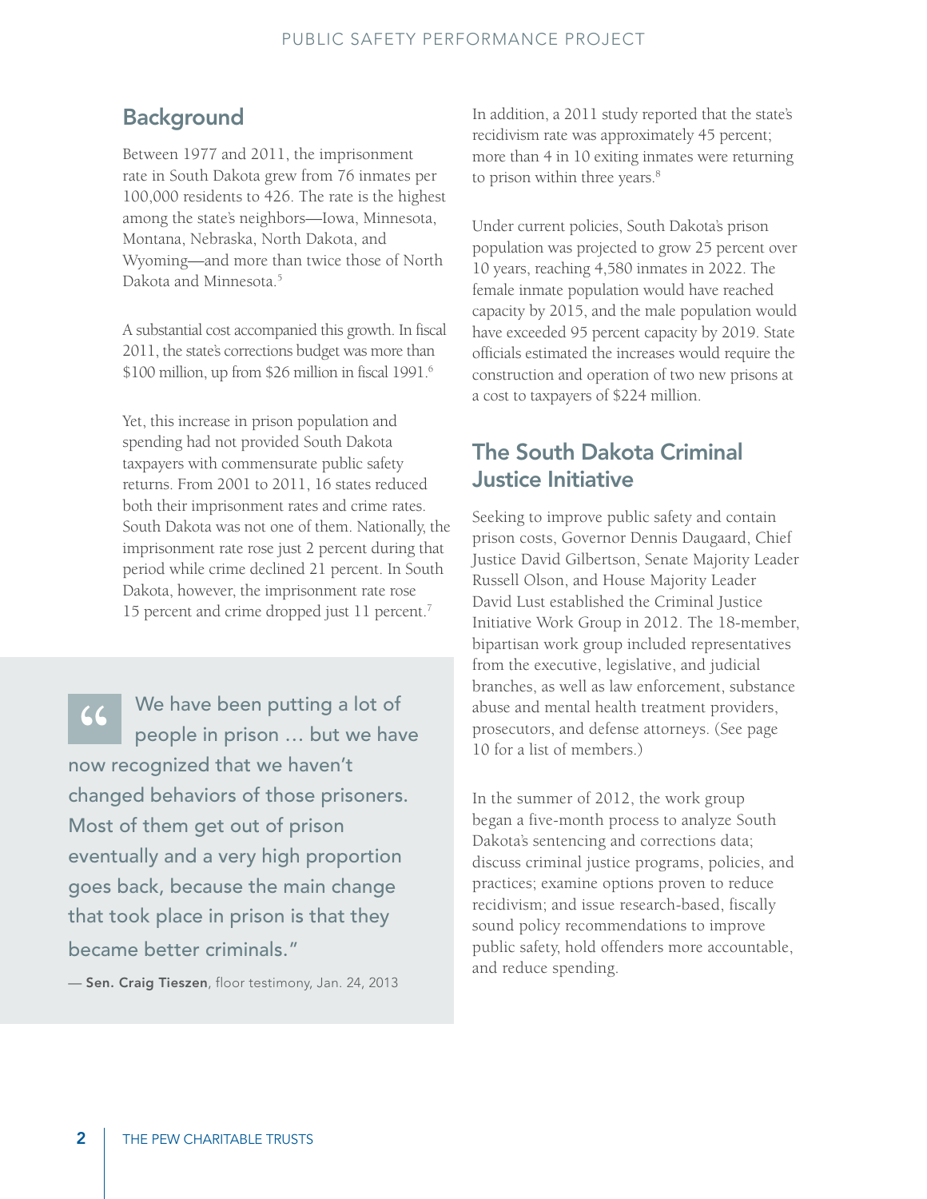## Background

Between 1977 and 2011, the imprisonment rate in South Dakota grew from 76 inmates per 100,000 residents to 426. The rate is the highest among the state's neighbors—Iowa, Minnesota, Montana, Nebraska, North Dakota, and Wyoming—and more than twice those of North Dakota and Minnesota.[5]

A substantial cost accompanied this growth. In fiscal 2011, the state's corrections budget was more than $100 million, up from $26 million in fiscal 1991.[6]

Yet, this increase in prison population and spending had not provided South Dakota taxpayers with commensurate public safety returns. From 2001 to 2011, 16 states reduced both their imprisonment rates and crime rates. South Dakota was not one of them. Nationally, the imprisonment rate rose just 2 percent during that period while crime declined 21 percent. In South Dakota, however, the imprisonment rate rose 15 percent and crime dropped just 11 percent.[7]

> "We have been putting a lot of people in prison … but we have now recognized that we haven't changed behaviors of those prisoners. Most of them get out of prison eventually and a very high proportion goes back, because the main change that took place in prison is that they became better criminals."
>
> — **Sen. Craig Tieszen**, floor testimony, Jan. 24, 2013

In addition, a 2011 study reported that the state's recidivism rate was approximately 45 percent; more than 4 in 10 exiting inmates were returning to prison within three years.[8]

Under current policies, South Dakota's prison population was projected to grow 25 percent over 10 years, reaching 4,580 inmates in 2022. The female inmate population would have reached capacity by 2015, and the male population would have exceeded 95 percent capacity by 2019. State officials estimated the increases would require the construction and operation of two new prisons at a cost to taxpayers of $224 million.

## The South Dakota Criminal Justice Initiative

Seeking to improve public safety and contain prison costs, Governor Dennis Daugaard, Chief Justice David Gilbertson, Senate Majority Leader Russell Olson, and House Majority Leader David Lust established the Criminal Justice Initiative Work Group in 2012. The 18-member, bipartisan work group included representatives from the executive, legislative, and judicial branches, as well as law enforcement, substance abuse and mental health treatment providers, prosecutors, and defense attorneys. (See page 10 for a list of members.)

In the summer of 2012, the work group began a five-month process to analyze South Dakota's sentencing and corrections data; discuss criminal justice programs, policies, and practices; examine options proven to reduce recidivism; and issue research-based, fiscally sound policy recommendations to improve public safety, hold offenders more accountable, and reduce spending.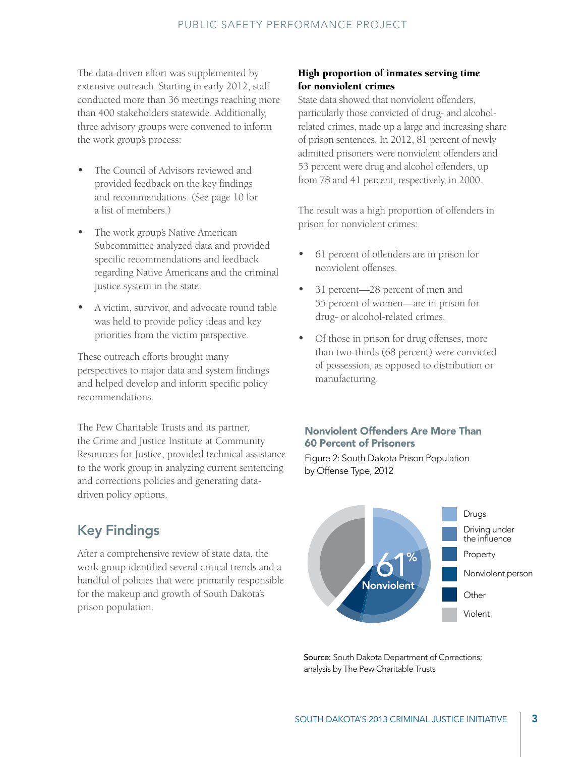The data-driven effort was supplemented by extensive outreach. Starting in early 2012, staff conducted more than 36 meetings reaching more than 400 stakeholders statewide. Additionally, three advisory groups were convened to inform the work group's process:

- The Council of Advisors reviewed and provided feedback on the key findings and recommendations. (See page 10 for a list of members.)
- The work group's Native American Subcommittee analyzed data and provided specific recommendations and feedback regarding Native Americans and the criminal justice system in the state.
- A victim, survivor, and advocate round table was held to provide policy ideas and key priorities from the victim perspective.

These outreach efforts brought many perspectives to major data and system findings and helped develop and inform specific policy recommendations.

The Pew Charitable Trusts and its partner, the Crime and Justice Institute at Community Resources for Justice, provided technical assistance to the work group in analyzing current sentencing and corrections policies and generating data-driven policy options.

## Key Findings

After a comprehensive review of state data, the work group identified several critical trends and a handful of policies that were primarily responsible for the makeup and growth of South Dakota's prison population.

**High proportion of inmates serving time for nonviolent crimes**

State data showed that nonviolent offenders, particularly those convicted of drug- and alcohol-related crimes, made up a large and increasing share of prison sentences. In 2012, 81 percent of newly admitted prisoners were nonviolent offenders and 53 percent were drug and alcohol offenders, up from 78 and 41 percent, respectively, in 2000.

The result was a high proportion of offenders in prison for nonviolent crimes:

- 61 percent of offenders are in prison for nonviolent offenses.
- 31 percent—28 percent of men and 55 percent of women—are in prison for drug- or alcohol-related crimes.
- Of those in prison for drug offenses, more than two-thirds (68 percent) were convicted of possession, as opposed to distribution or manufacturing.

### Nonviolent Offenders Are More Than 60 Percent of Prisoners

Figure 2: South Dakota Prison Population by Offense Type, 2012

61% Nonviolent

Drugs, Driving under the influence, Property, Nonviolent person, Other, Violent

**Source:** South Dakota Department of Corrections; analysis by The Pew Charitable Trusts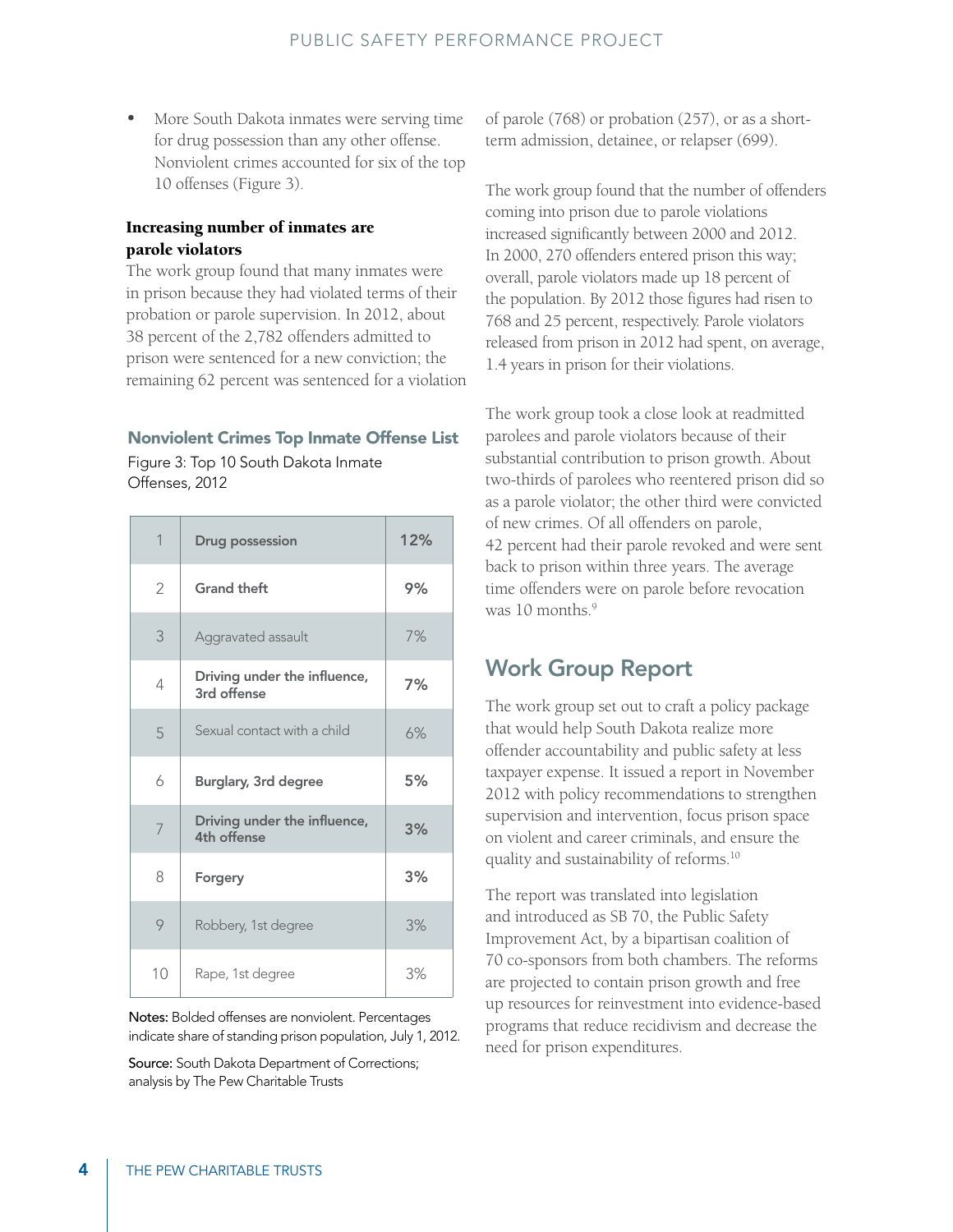- More South Dakota inmates were serving time for drug possession than any other offense. Nonviolent crimes accounted for six of the top 10 offenses (Figure 3).

**Increasing number of inmates are parole violators**

The work group found that many inmates were in prison because they had violated terms of their probation or parole supervision. In 2012, about 38 percent of the 2,782 offenders admitted to prison were sentenced for a new conviction; the remaining 62 percent was sentenced for a violation of parole (768) or probation (257), or as a short-term admission, detainee, or relapser (699).

The work group found that the number of offenders coming into prison due to parole violations increased significantly between 2000 and 2012. In 2000, 270 offenders entered prison this way; overall, parole violators made up 18 percent of the population. By 2012 those figures had risen to 768 and 25 percent, respectively. Parole violators released from prison in 2012 had spent, on average, 1.4 years in prison for their violations.

The work group took a close look at readmitted parolees and parole violators because of their substantial contribution to prison growth. About two-thirds of parolees who reentered prison did so as a parole violator; the other third were convicted of new crimes. Of all offenders on parole, 42 percent had their parole revoked and were sent back to prison within three years. The average time offenders were on parole before revocation was 10 months.[9]

### Nonviolent Crimes Top Inmate Offense List

Figure 3: Top 10 South Dakota Inmate Offenses, 2012

| | | |
|---|---|---|
| 1 | **Drug possession** | **12%** |
| 2 | **Grand theft** | **9%** |
| 3 | Aggravated assault | 7% |
| 4 | **Driving under the influence, 3rd offense** | **7%** |
| 5 | Sexual contact with a child | 6% |
| 6 | **Burglary, 3rd degree** | **5%** |
| 7 | **Driving under the influence, 4th offense** | **3%** |
| 8 | **Forgery** | **3%** |
| 9 | Robbery, 1st degree | 3% |
| 10 | Rape, 1st degree | 3% |

**Notes:** Bolded offenses are nonviolent. Percentages indicate share of standing prison population, July 1, 2012.

**Source:** South Dakota Department of Corrections; analysis by The Pew Charitable Trusts

## Work Group Report

The work group set out to craft a policy package that would help South Dakota realize more offender accountability and public safety at less taxpayer expense. It issued a report in November 2012 with policy recommendations to strengthen supervision and intervention, focus prison space on violent and career criminals, and ensure the quality and sustainability of reforms.[10]

The report was translated into legislation and introduced as SB 70, the Public Safety Improvement Act, by a bipartisan coalition of 70 co-sponsors from both chambers. The reforms are projected to contain prison growth and free up resources for reinvestment into evidence-based programs that reduce recidivism and decrease the need for prison expenditures.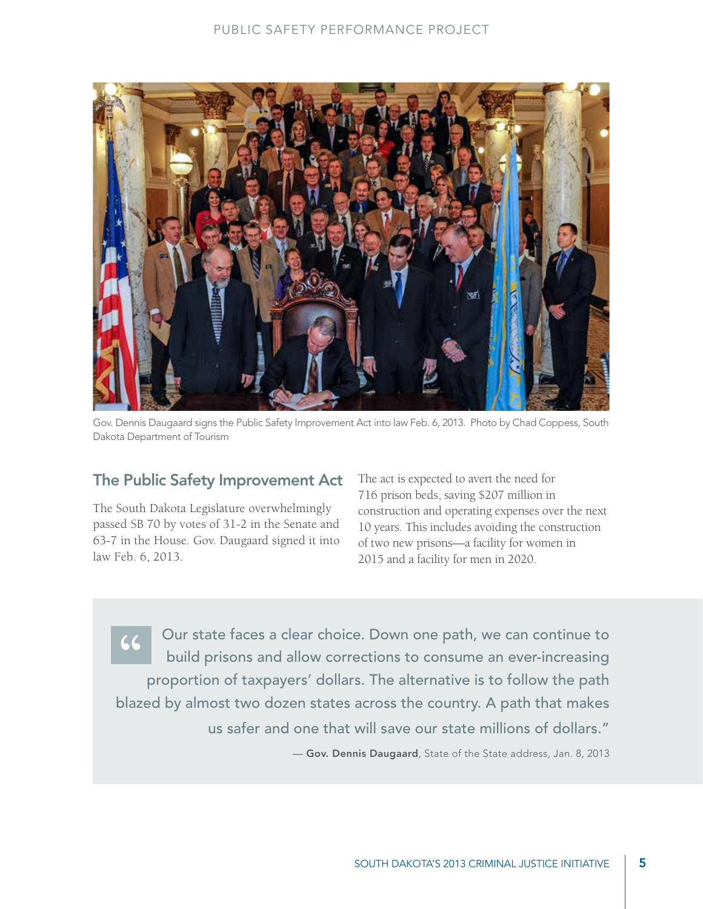Gov. Dennis Daugaard signs the Public Safety Improvement Act into law Feb. 6, 2013. Photo by Chad Coppess, South Dakota Department of Tourism

## The Public Safety Improvement Act

The South Dakota Legislature overwhelmingly passed SB 70 by votes of 31-2 in the Senate and 63-7 in the House. Gov. Daugaard signed it into law Feb. 6, 2013.

The act is expected to avert the need for 716 prison beds, saving $207 million in construction and operating expenses over the next 10 years. This includes avoiding the construction of two new prisons—a facility for women in 2015 and a facility for men in 2020.

> "Our state faces a clear choice. Down one path, we can continue to build prisons and allow corrections to consume an ever-increasing proportion of taxpayers' dollars. The alternative is to follow the path blazed by almost two dozen states across the country. A path that makes us safer and one that will save our state millions of dollars."
>
> — **Gov. Dennis Daugaard**, State of the State address, Jan. 8, 2013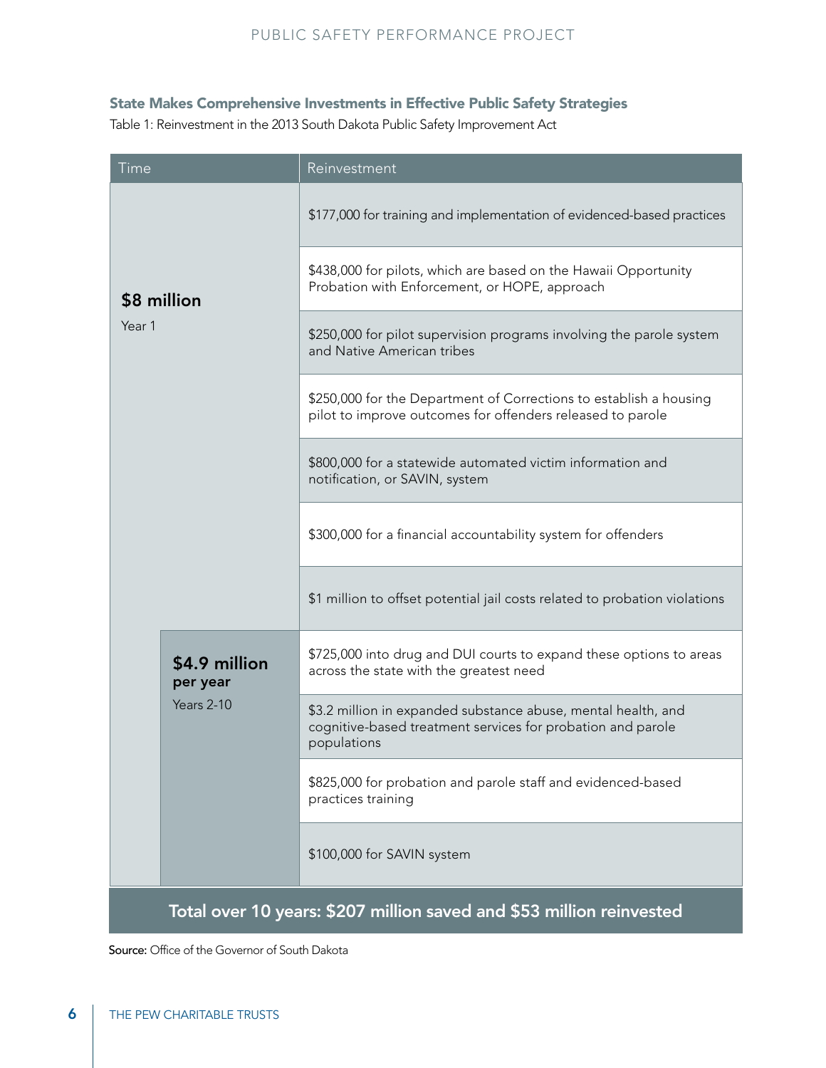### State Makes Comprehensive Investments in Effective Public Safety Strategies

Table 1: Reinvestment in the 2013 South Dakota Public Safety Improvement Act

| Time | Reinvestment |
| --- | --- |
| **$8 million** Year 1 | $177,000 for training and implementation of evidenced-based practices |
| | $438,000 for pilots, which are based on the Hawaii Opportunity Probation with Enforcement, or HOPE, approach |
| | $250,000 for pilot supervision programs involving the parole system and Native American tribes |
| | $250,000 for the Department of Corrections to establish a housing pilot to improve outcomes for offenders released to parole |
| | $800,000 for a statewide automated victim information and notification, or SAVIN, system |
| | $300,000 for a financial accountability system for offenders |
| | $1 million to offset potential jail costs related to probation violations |
| **$4.9 million per year** Years 2-10 | $725,000 into drug and DUI courts to expand these options to areas across the state with the greatest need |
| | $3.2 million in expanded substance abuse, mental health, and cognitive-based treatment services for probation and parole populations |
| | $825,000 for probation and parole staff and evidenced-based practices training |
| | $100,000 for SAVIN system |
| **Total over 10 years: $207 million saved and $53 million reinvested** | |

**Source:** Office of the Governor of South Dakota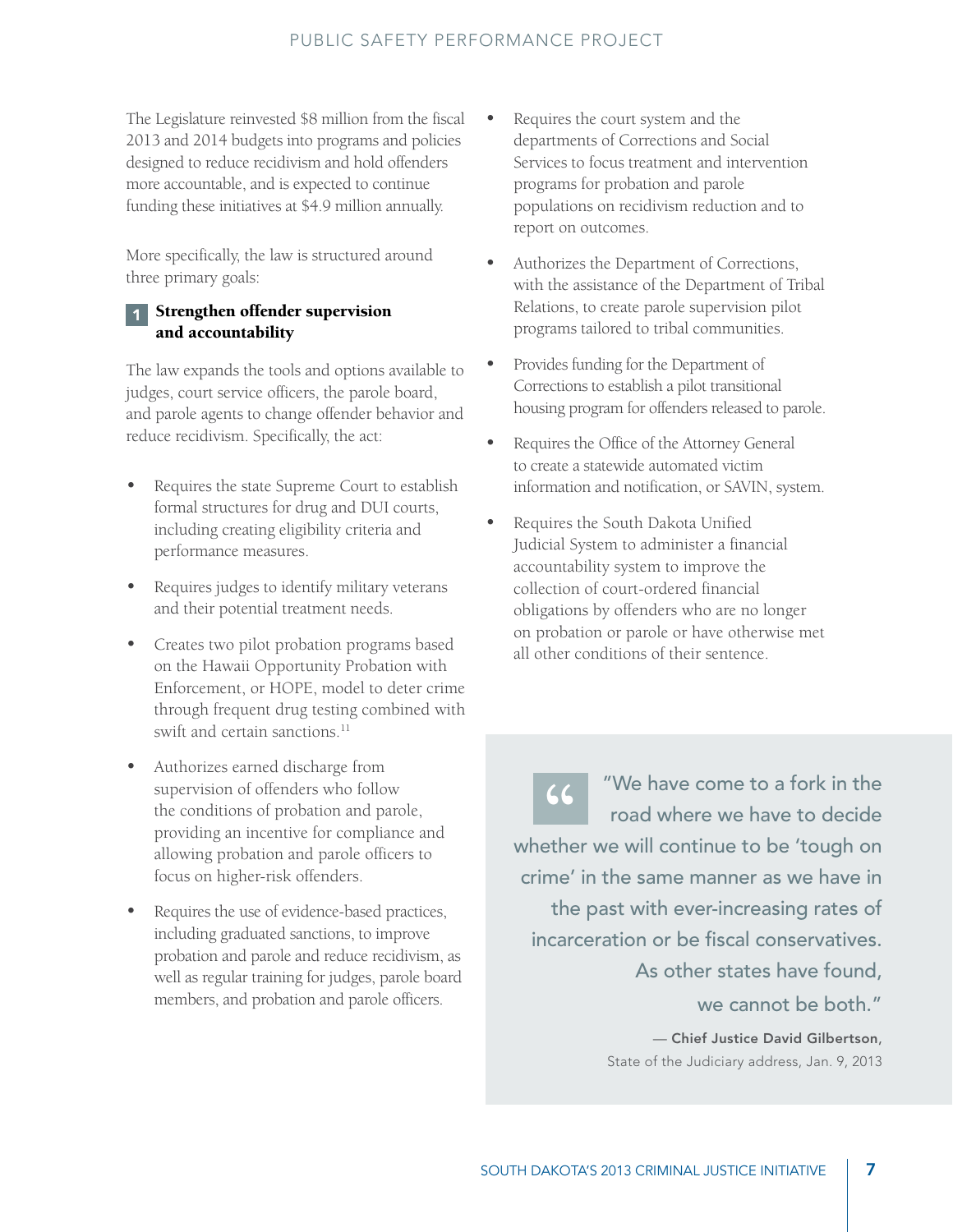The Legislature reinvested $8 million from the fiscal 2013 and 2014 budgets into programs and policies designed to reduce recidivism and hold offenders more accountable, and is expected to continue funding these initiatives at $4.9 million annually.

More specifically, the law is structured around three primary goals:

### 1 Strengthen offender supervision and accountability

The law expands the tools and options available to judges, court service officers, the parole board, and parole agents to change offender behavior and reduce recidivism. Specifically, the act:

- Requires the state Supreme Court to establish formal structures for drug and DUI courts, including creating eligibility criteria and performance measures.
- Requires judges to identify military veterans and their potential treatment needs.
- Creates two pilot probation programs based on the Hawaii Opportunity Probation with Enforcement, or HOPE, model to deter crime through frequent drug testing combined with swift and certain sanctions.[11]
- Authorizes earned discharge from supervision of offenders who follow the conditions of probation and parole, providing an incentive for compliance and allowing probation and parole officers to focus on higher-risk offenders.
- Requires the use of evidence-based practices, including graduated sanctions, to improve probation and parole and reduce recidivism, as well as regular training for judges, parole board members, and probation and parole officers.
- Requires the court system and the departments of Corrections and Social Services to focus treatment and intervention programs for probation and parole populations on recidivism reduction and to report on outcomes.
- Authorizes the Department of Corrections, with the assistance of the Department of Tribal Relations, to create parole supervision pilot programs tailored to tribal communities.
- Provides funding for the Department of Corrections to establish a pilot transitional housing program for offenders released to parole.
- Requires the Office of the Attorney General to create a statewide automated victim information and notification, or SAVIN, system.
- Requires the South Dakota Unified Judicial System to administer a financial accountability system to improve the collection of court-ordered financial obligations by offenders who are no longer on probation or parole or have otherwise met all other conditions of their sentence.

> "We have come to a fork in the road where we have to decide whether we will continue to be 'tough on crime' in the same manner as we have in the past with ever-increasing rates of incarceration or be fiscal conservatives. As other states have found, we cannot be both."
>
> — **Chief Justice David Gilbertson,** State of the Judiciary address, Jan. 9, 2013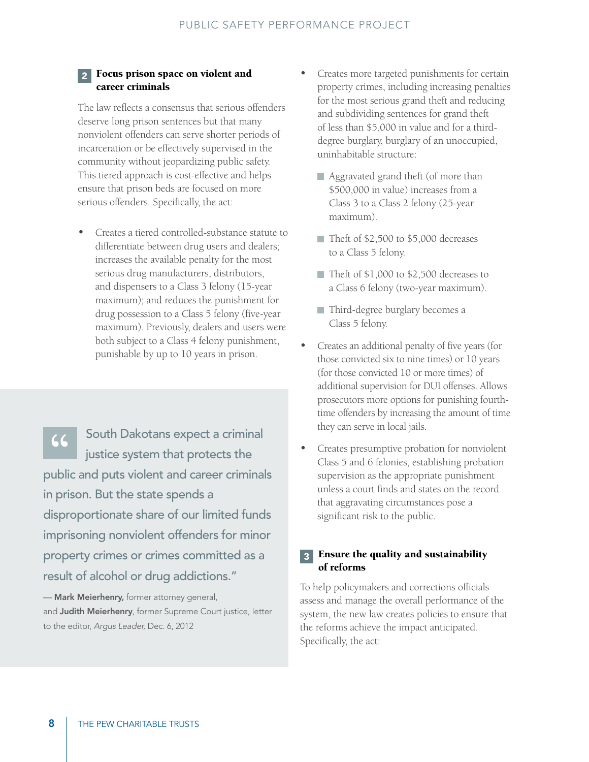## 2 Focus prison space on violent and career criminals

The law reflects a consensus that serious offenders deserve long prison sentences but that many nonviolent offenders can serve shorter periods of incarceration or be effectively supervised in the community without jeopardizing public safety. This tiered approach is cost-effective and helps ensure that prison beds are focused on more serious offenders. Specifically, the act:

- Creates a tiered controlled-substance statute to differentiate between drug users and dealers; increases the available penalty for the most serious drug manufacturers, distributors, and dispensers to a Class 3 felony (15-year maximum); and reduces the punishment for drug possession to a Class 5 felony (five-year maximum). Previously, dealers and users were both subject to a Class 4 felony punishment, punishable by up to 10 years in prison.

> "South Dakotans expect a criminal justice system that protects the public and puts violent and career criminals in prison. But the state spends a disproportionate share of our limited funds imprisoning nonviolent offenders for minor property crimes or crimes committed as a result of alcohol or drug addictions."
>
> — **Mark Meierhenry,** former attorney general, and **Judith Meierhenry**, former Supreme Court justice, letter to the editor, *Argus Leader,* Dec. 6, 2012

- Creates more targeted punishments for certain property crimes, including increasing penalties for the most serious grand theft and reducing and subdividing sentences for grand theft of less than $5,000 in value and for a third-degree burglary, burglary of an unoccupied, uninhabitable structure:
  - Aggravated grand theft (of more than $500,000 in value) increases from a Class 3 to a Class 2 felony (25-year maximum).
  - Theft of $2,500 to $5,000 decreases to a Class 5 felony.
  - Theft of $1,000 to $2,500 decreases to a Class 6 felony (two-year maximum).
  - Third-degree burglary becomes a Class 5 felony.
- Creates an additional penalty of five years (for those convicted six to nine times) or 10 years (for those convicted 10 or more times) of additional supervision for DUI offenses. Allows prosecutors more options for punishing fourth-time offenders by increasing the amount of time they can serve in local jails.
- Creates presumptive probation for nonviolent Class 5 and 6 felonies, establishing probation supervision as the appropriate punishment unless a court finds and states on the record that aggravating circumstances pose a significant risk to the public.

## 3 Ensure the quality and sustainability of reforms

To help policymakers and corrections officials assess and manage the overall performance of the system, the new law creates policies to ensure that the reforms achieve the impact anticipated. Specifically, the act: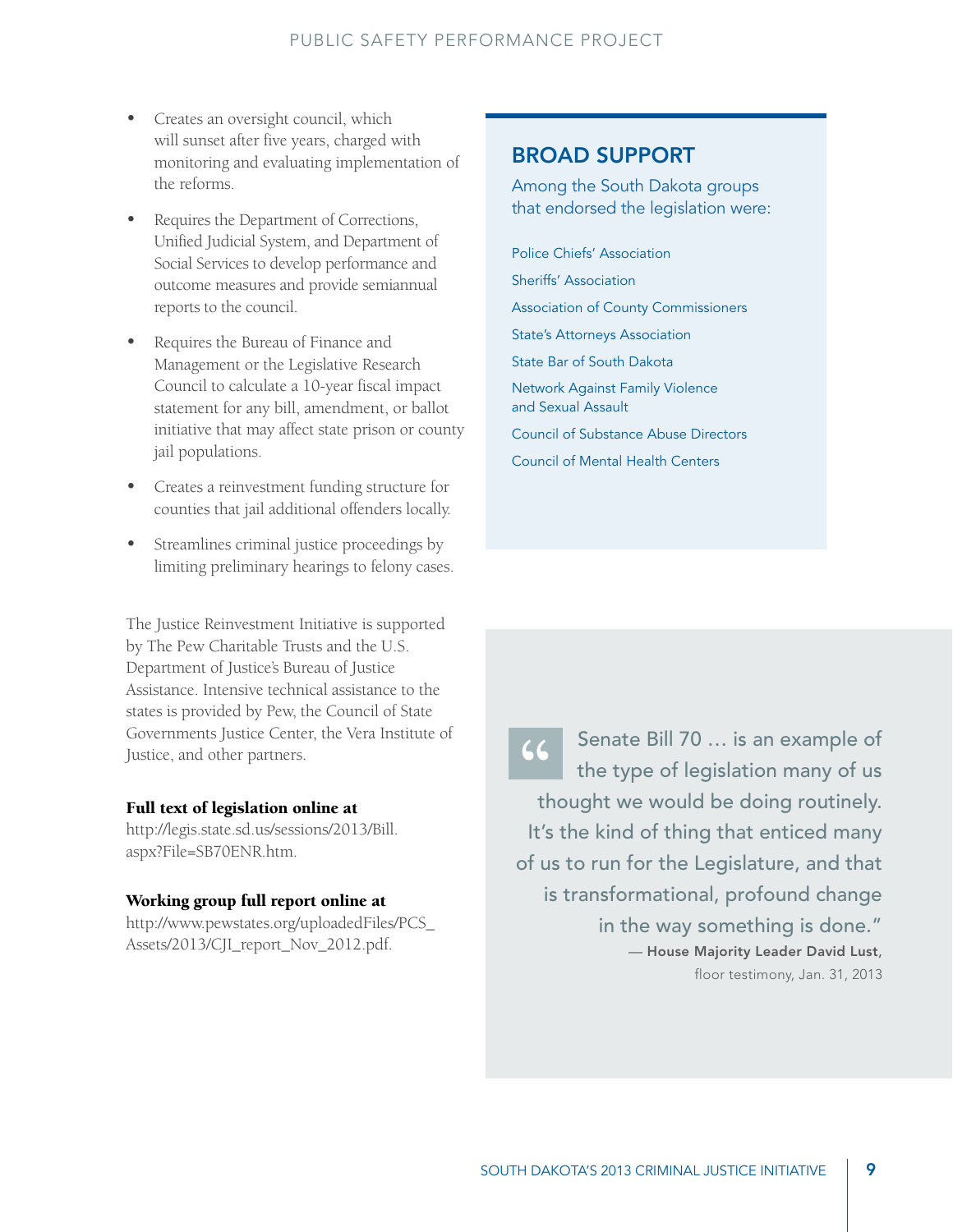- Creates an oversight council, which will sunset after five years, charged with monitoring and evaluating implementation of the reforms.
- Requires the Department of Corrections, Unified Judicial System, and Department of Social Services to develop performance and outcome measures and provide semiannual reports to the council.
- Requires the Bureau of Finance and Management or the Legislative Research Council to calculate a 10-year fiscal impact statement for any bill, amendment, or ballot initiative that may affect state prison or county jail populations.
- Creates a reinvestment funding structure for counties that jail additional offenders locally.
- Streamlines criminal justice proceedings by limiting preliminary hearings to felony cases.

The Justice Reinvestment Initiative is supported by The Pew Charitable Trusts and the U.S. Department of Justice's Bureau of Justice Assistance. Intensive technical assistance to the states is provided by Pew, the Council of State Governments Justice Center, the Vera Institute of Justice, and other partners.

**Full text of legislation online at**
http://legis.state.sd.us/sessions/2013/Bill.aspx?File=SB70ENR.htm.

**Working group full report online at**
http://www.pewstates.org/uploadedFiles/PCS_Assets/2013/CJI_report_Nov_2012.pdf.

## BROAD SUPPORT

Among the South Dakota groups that endorsed the legislation were:

- Police Chiefs' Association
- Sheriffs' Association
- Association of County Commissioners
- State's Attorneys Association
- State Bar of South Dakota
- Network Against Family Violence and Sexual Assault
- Council of Substance Abuse Directors
- Council of Mental Health Centers

> "Senate Bill 70 … is an example of the type of legislation many of us thought we would be doing routinely. It's the kind of thing that enticed many of us to run for the Legislature, and that is transformational, profound change in the way something is done."
>
> — **House Majority Leader David Lust**, floor testimony, Jan. 31, 2013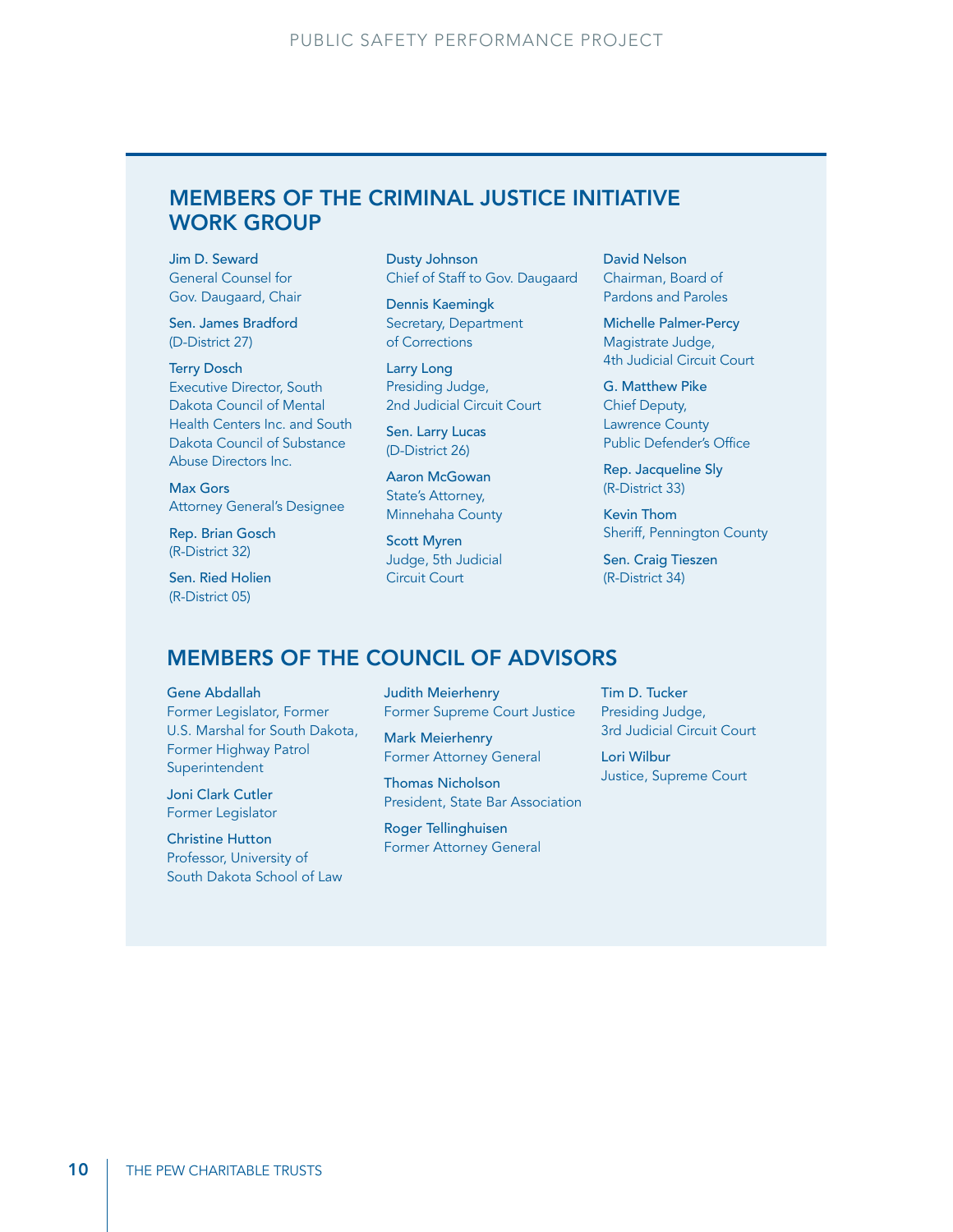## MEMBERS OF THE CRIMINAL JUSTICE INITIATIVE WORK GROUP

**Jim D. Seward**
General Counsel for Gov. Daugaard, Chair

**Sen. James Bradford**
(D-District 27)

**Terry Dosch**
Executive Director, South Dakota Council of Mental Health Centers Inc. and South Dakota Council of Substance Abuse Directors Inc.

**Max Gors**
Attorney General's Designee

**Rep. Brian Gosch**
(R-District 32)

**Sen. Ried Holien**
(R-District 05)

**Dusty Johnson**
Chief of Staff to Gov. Daugaard

**Dennis Kaemingk**
Secretary, Department of Corrections

**Larry Long**
Presiding Judge, 2nd Judicial Circuit Court

**Sen. Larry Lucas**
(D-District 26)

**Aaron McGowan**
State's Attorney, Minnehaha County

**Scott Myren**
Judge, 5th Judicial Circuit Court

**David Nelson**
Chairman, Board of Pardons and Paroles

**Michelle Palmer-Percy**
Magistrate Judge, 4th Judicial Circuit Court

**G. Matthew Pike**
Chief Deputy, Lawrence County Public Defender's Office

**Rep. Jacqueline Sly**
(R-District 33)

**Kevin Thom**
Sheriff, Pennington County

**Sen. Craig Tieszen**
(R-District 34)

## MEMBERS OF THE COUNCIL OF ADVISORS

**Gene Abdallah**
Former Legislator, Former U.S. Marshal for South Dakota, Former Highway Patrol Superintendent

**Joni Clark Cutler**
Former Legislator

**Christine Hutton**
Professor, University of South Dakota School of Law

**Judith Meierhenry**
Former Supreme Court Justice

**Mark Meierhenry**
Former Attorney General

**Thomas Nicholson**
President, State Bar Association

**Roger Tellinghuisen**
Former Attorney General

**Tim D. Tucker**
Presiding Judge, 3rd Judicial Circuit Court

**Lori Wilbur**
Justice, Supreme Court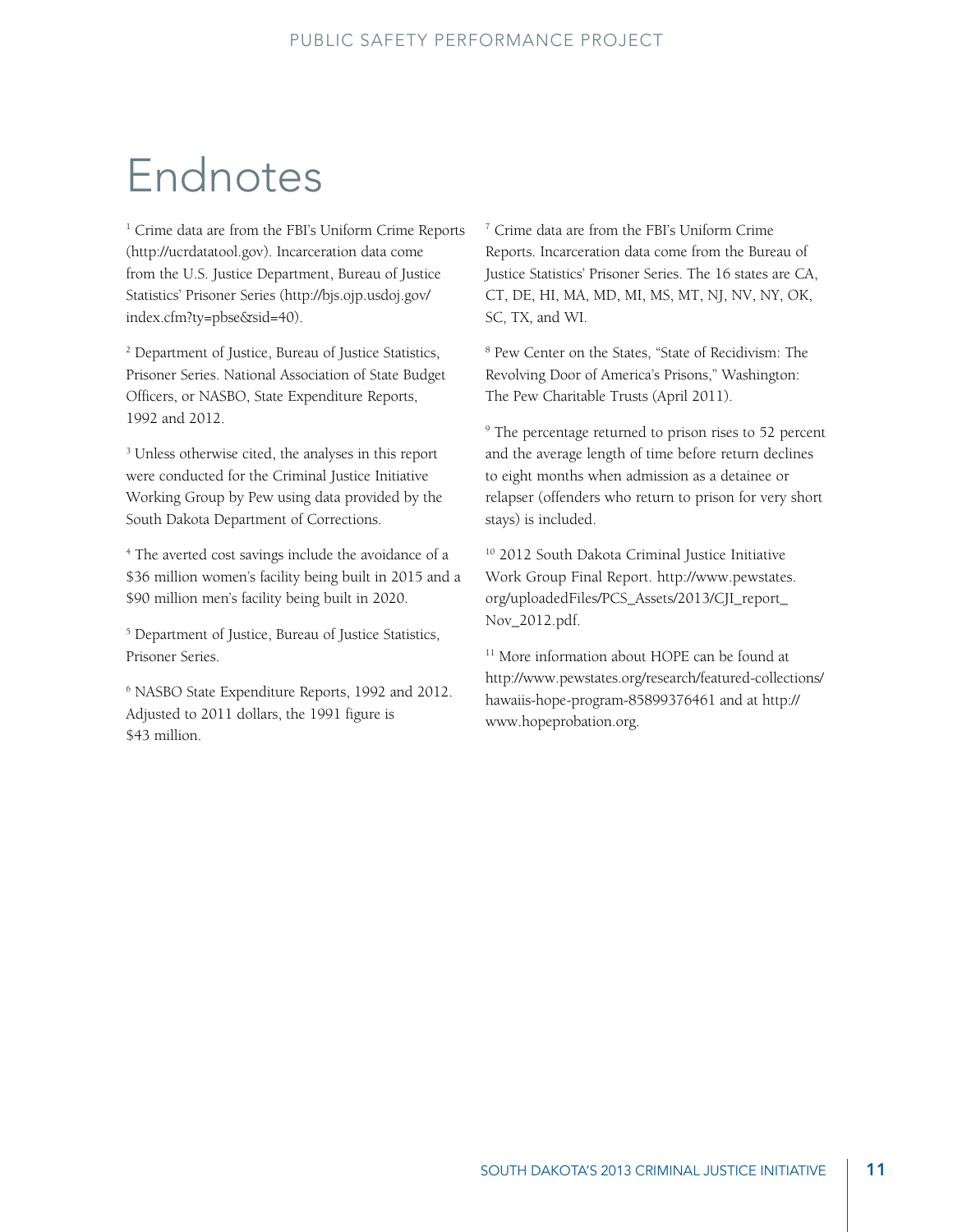# Endnotes

[1] Crime data are from the FBI's Uniform Crime Reports (http://ucrdatatool.gov). Incarceration data come from the U.S. Justice Department, Bureau of Justice Statistics' Prisoner Series (http://bjs.ojp.usdoj.gov/index.cfm?ty=pbse&sid=40).

[2] Department of Justice, Bureau of Justice Statistics, Prisoner Series. National Association of State Budget Officers, or NASBO, State Expenditure Reports, 1992 and 2012.

[3] Unless otherwise cited, the analyses in this report were conducted for the Criminal Justice Initiative Working Group by Pew using data provided by the South Dakota Department of Corrections.

[4] The averted cost savings include the avoidance of a $36 million women's facility being built in 2015 and a $90 million men's facility being built in 2020.

[5] Department of Justice, Bureau of Justice Statistics, Prisoner Series.

[6] NASBO State Expenditure Reports, 1992 and 2012. Adjusted to 2011 dollars, the 1991 figure is $43 million.

[7] Crime data are from the FBI's Uniform Crime Reports. Incarceration data come from the Bureau of Justice Statistics' Prisoner Series. The 16 states are CA, CT, DE, HI, MA, MD, MI, MS, MT, NJ, NV, NY, OK, SC, TX, and WI.

[8] Pew Center on the States, "State of Recidivism: The Revolving Door of America's Prisons," Washington: The Pew Charitable Trusts (April 2011).

[9] The percentage returned to prison rises to 52 percent and the average length of time before return declines to eight months when admission as a detainee or relapser (offenders who return to prison for very short stays) is included.

[10] 2012 South Dakota Criminal Justice Initiative Work Group Final Report. http://www.pewstates.org/uploadedFiles/PCS_Assets/2013/CJI_report_Nov_2012.pdf.

[11] More information about HOPE can be found at http://www.pewstates.org/research/featured-collections/hawaiis-hope-program-85899376461 and at http://www.hopeprobation.org.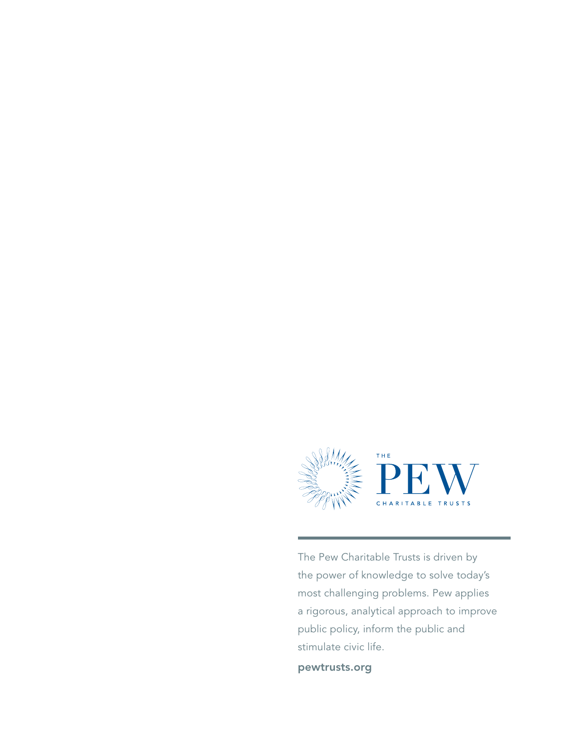THE PEW CHARITABLE TRUSTS

The Pew Charitable Trusts is driven by the power of knowledge to solve today's most challenging problems. Pew applies a rigorous, analytical approach to improve public policy, inform the public and stimulate civic life.

**pewtrusts.org**